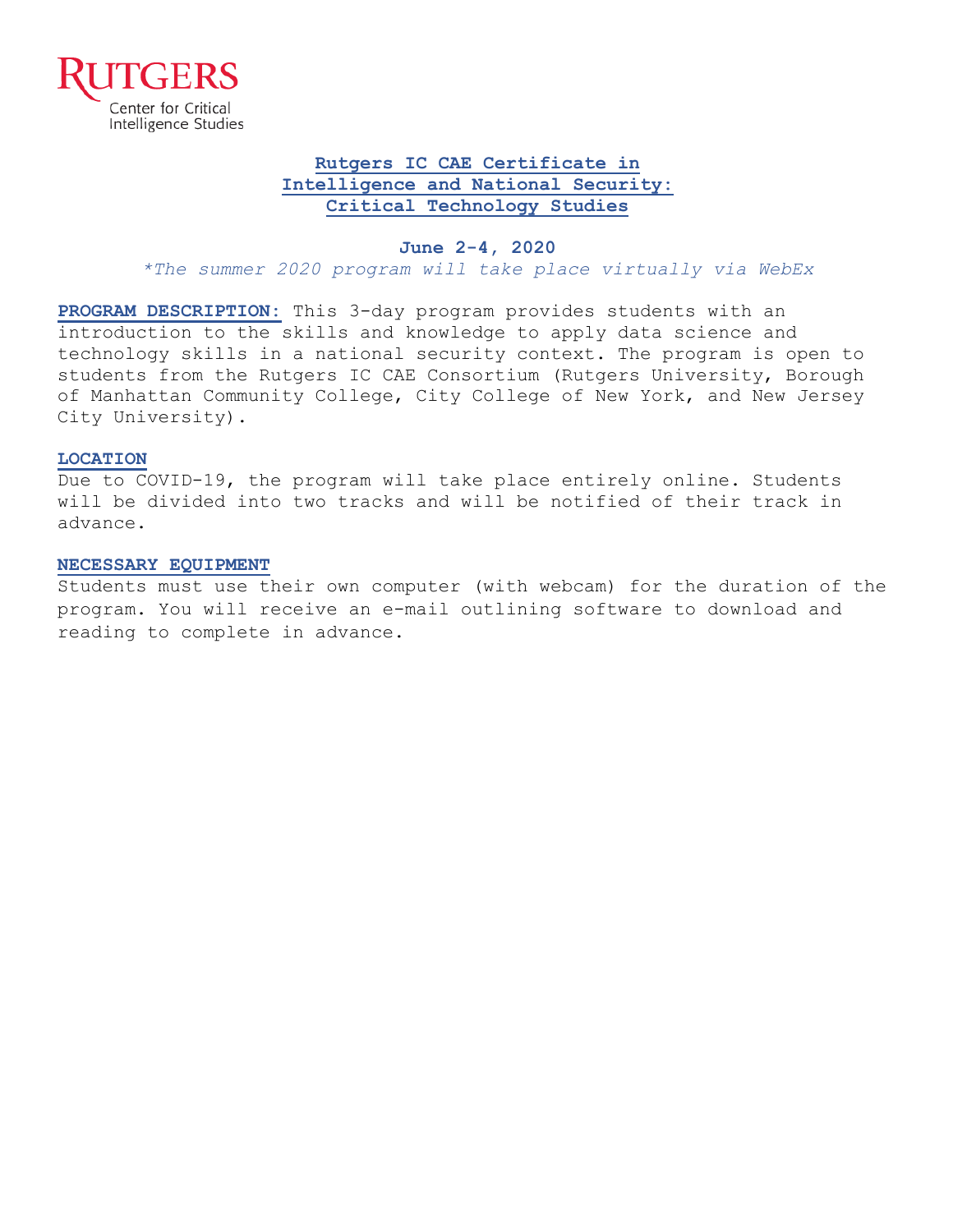Rutgers
Center for Critical Intelligence Studies

# Rutgers IC CAE Certificate in Intelligence and National Security: Critical Technology Studies

**June 2-4, 2020**

*\*The summer 2020 program will take place virtually via WebEx*

**PROGRAM DESCRIPTION:** This 3-day program provides students with an introduction to the skills and knowledge to apply data science and technology skills in a national security context. The program is open to students from the Rutgers IC CAE Consortium (Rutgers University, Borough of Manhattan Community College, City College of New York, and New Jersey City University).

## LOCATION

Due to COVID-19, the program will take place entirely online. Students will be divided into two tracks and will be notified of their track in advance.

## NECESSARY EQUIPMENT

Students must use their own computer (with webcam) for the duration of the program. You will receive an e-mail outlining software to download and reading to complete in advance.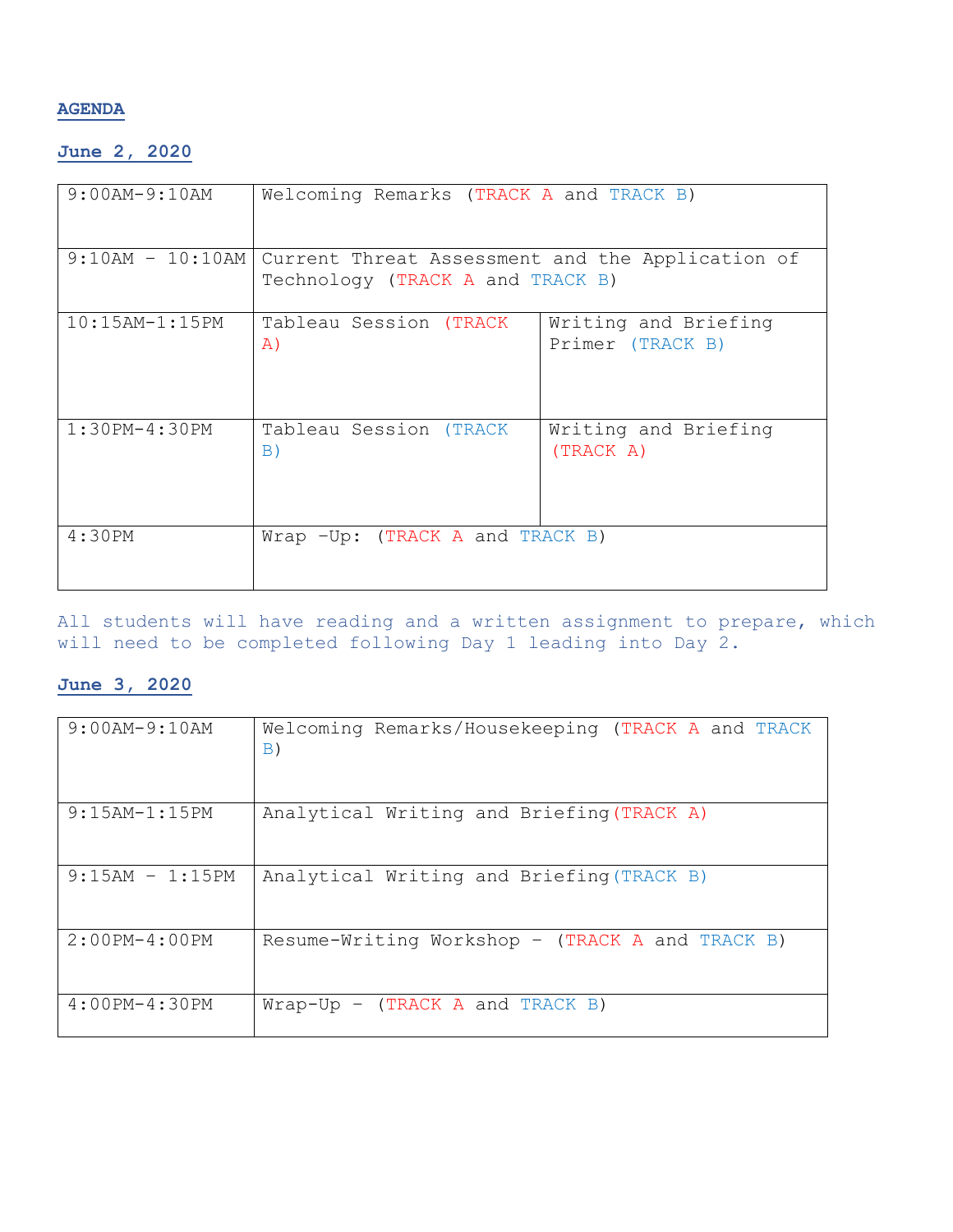**AGENDA**

**June 2, 2020**

| | | |
|---|---|---|
| 9:00AM-9:10AM | Welcoming Remarks (TRACK A and TRACK B) | |
| 9:10AM - 10:10AM | Current Threat Assessment and the Application of Technology (TRACK A and TRACK B) | |
| 10:15AM-1:15PM | Tableau Session (TRACK A) | Writing and Briefing Primer (TRACK B) |
| 1:30PM-4:30PM | Tableau Session (TRACK B) | Writing and Briefing (TRACK A) |
| 4:30PM | Wrap -Up: (TRACK A and TRACK B) | |

All students will have reading and a written assignment to prepare, which will need to be completed following Day 1 leading into Day 2.

**June 3, 2020**

| | |
|---|---|
| 9:00AM-9:10AM | Welcoming Remarks/Housekeeping (TRACK A and TRACK B) |
| 9:15AM-1:15PM | Analytical Writing and Briefing(TRACK A) |
| 9:15AM - 1:15PM | Analytical Writing and Briefing(TRACK B) |
| 2:00PM-4:00PM | Resume-Writing Workshop - (TRACK A and TRACK B) |
| 4:00PM-4:30PM | Wrap-Up - (TRACK A and TRACK B) |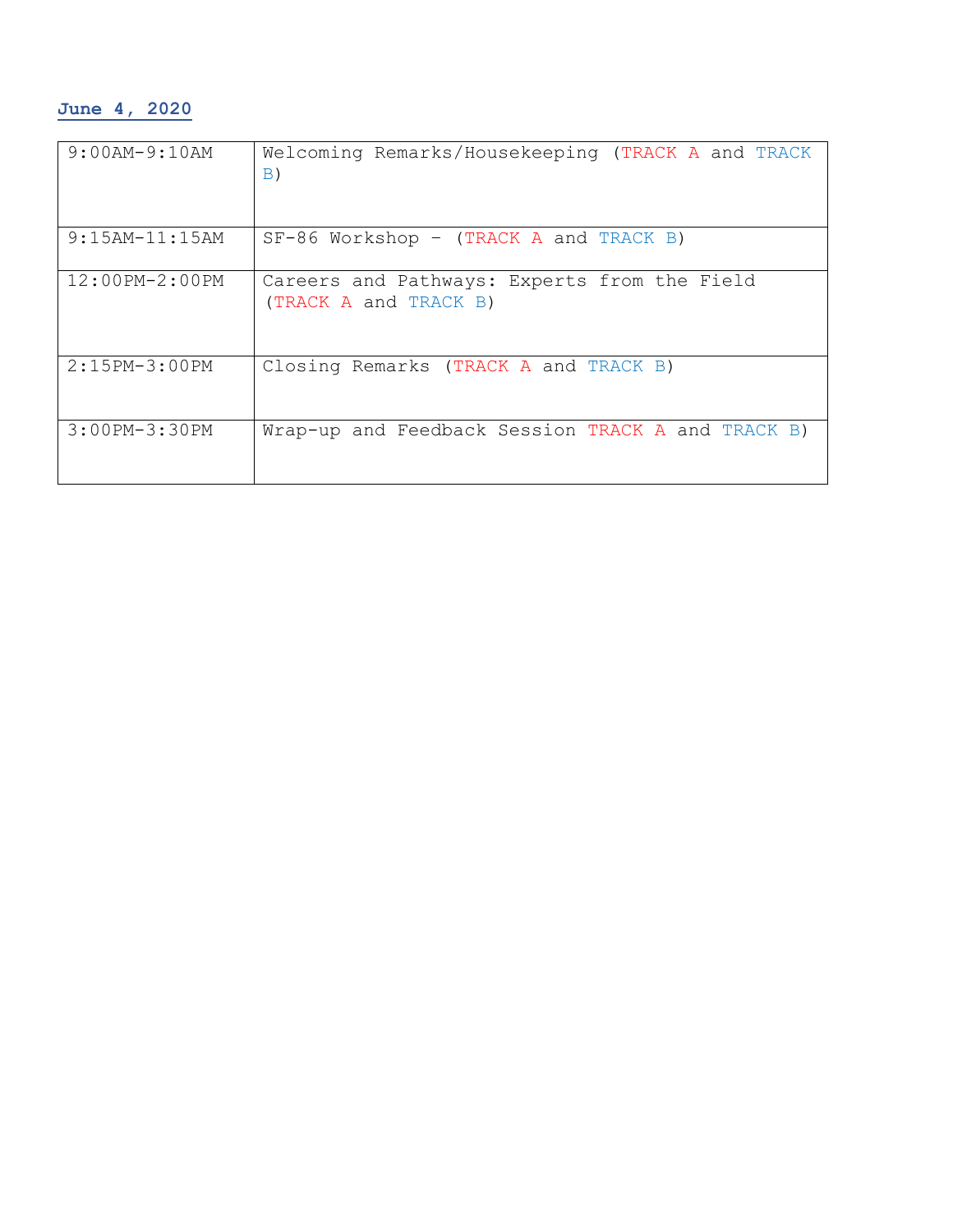**June 4, 2020**

| | |
|---|---|
| 9:00AM-9:10AM | Welcoming Remarks/Housekeeping (TRACK A and TRACK B) |
| 9:15AM-11:15AM | SF-86 Workshop – (TRACK A and TRACK B) |
| 12:00PM-2:00PM | Careers and Pathways: Experts from the Field (TRACK A and TRACK B) |
| 2:15PM-3:00PM | Closing Remarks (TRACK A and TRACK B) |
| 3:00PM-3:30PM | Wrap-up and Feedback Session TRACK A and TRACK B) |